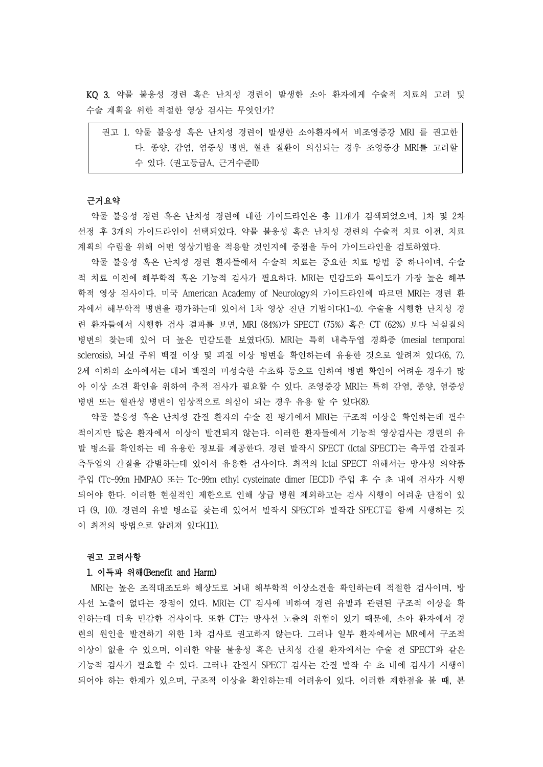**KQ 3.** 약물 불응성 경련 혹은 난치성 경련이 발생한 소아 환자에게 수술적 치료의 고려 및 수술 계획을 위한 적절한 영상 검사는 무엇인가?

> 권고 1. 약물 불응성 혹은 난치성 경련이 발생한 소아환자에서 비조영증강 MRI 를 권고한다. 종양, 감염, 염증성 병변, 혈관 질환이 의심되는 경우 조영증강 MRI를 고려할 수 있다. (권고등급A, 근거수준II)

### 근거요약

약물 불응성 경련 혹은 난치성 경련에 대한 가이드라인은 총 11개가 검색되었으며, 1차 및 2차 선정 후 3개의 가이드라인이 선택되었다. 약물 불응성 혹은 난치성 경련의 수술적 치료 이전, 치료 계획의 수립을 위해 어떤 영상기법을 적용할 것인지에 중점을 두어 가이드라인을 검토하였다.

약물 불응성 혹은 난치성 경련 환자들에서 수술적 치료는 중요한 치료 방법 중 하나이며, 수술적 치료 이전에 해부학적 혹은 기능적 검사가 필요하다. MRI는 민감도와 특이도가 가장 높은 해부학적 영상 검사이다. 미국 American Academy of Neurology의 가이드라인에 따르면 MRI는 경련 환자에서 해부학적 병변을 평가하는데 있어서 1차 영상 진단 기법이다(1-4). 수술을 시행한 난치성 경련 환자들에서 시행한 검사 결과를 보면, MRI (84%)가 SPECT (75%) 혹은 CT (62%) 보다 뇌실질의 병변의 찾는데 있어 더 높은 민감도를 보였다(5). MRI는 특히 내측두엽 경화증 (mesial temporal sclerosis), 뇌실 주위 백질 이상 및 피질 이상 병변을 확인하는데 유용한 것으로 알려져 있다(6, 7). 2세 이하의 소아에서는 대뇌 백질의 미성숙한 수초화 등으로 인하여 병변 확인이 어려운 경우가 많아 이상 소견 확인을 위하여 추적 검사가 필요할 수 있다. 조영증강 MRI는 특히 감염, 종양, 염증성 병변 또는 혈관성 병변이 임상적으로 의심이 되는 경우 유용 할 수 있다(8).

약물 불응성 혹은 난치성 간질 환자의 수술 전 평가에서 MRI는 구조적 이상을 확인하는데 필수적이지만 많은 환자에서 이상이 발견되지 않는다. 이러한 환자들에서 기능적 영상검사는 경련의 유발 병소를 확인하는 데 유용한 정보를 제공한다. 경련 발작시 SPECT (Ictal SPECT)는 측두엽 간질과 측두엽외 간질을 감별하는데 있어서 유용한 검사이다. 최적의 Ictal SPECT 위해서는 방사성 의약품 주입 (Tc-99m HMPAO 또는 Tc-99m ethyl cysteinate dimer [ECD]) 주입 후 수 초 내에 검사가 시행되어야 한다. 이러한 현실적인 제한으로 인해 상급 병원 제외하고는 검사 시행이 어려운 단점이 있다 (9, 10). 경련의 유발 병소를 찾는데 있어서 발작시 SPECT와 발작간 SPECT를 함께 시행하는 것이 최적의 방법으로 알려져 있다(11).

### 권고 고려사항

#### 1. 이득과 위해(Benefit and Harm)

MRI는 높은 조직대조도와 해상도로 뇌내 해부학적 이상소견을 확인하는데 적절한 검사이며, 방사선 노출이 없다는 장점이 있다. MRI는 CT 검사에 비하여 경련 유발과 관련된 구조적 이상을 확인하는데 더욱 민감한 검사이다. 또한 CT는 방사선 노출의 위험이 있기 때문에, 소아 환자에서 경련의 원인을 발견하기 위한 1차 검사로 권고하지 않는다. 그러나 일부 환자에서는 MR에서 구조적 이상이 없을 수 있으며, 이러한 약물 불응성 혹은 난치성 간질 환자에서는 수술 전 SPECT와 같은 기능적 검사가 필요할 수 있다. 그러나 간질시 SPECT 검사는 간질 발작 수 초 내에 검사가 시행이 되어야 하는 한계가 있으며, 구조적 이상을 확인하는데 어려움이 있다. 이러한 제한점을 볼 때, 본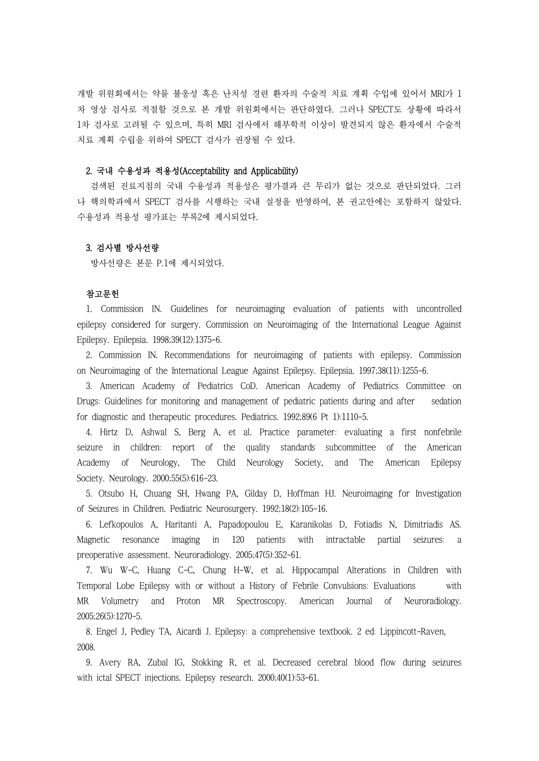개발 위원회에서는 약물 불응성 혹은 난치성 경련 환자의 수술적 치료 계획 수입에 있어서 MRI가 1차 영상 검사로 적절할 것으로 본 개발 위원회에서는 판단하였다. 그러나 SPECT도 상황에 따라서 1차 검사로 고려될 수 있으며, 특히 MRI 검사에서 해부학적 이상이 발견되지 않은 환자에서 수술적 치료 계획 수립을 위하여 SPECT 검사가 권장될 수 있다.

### 2. 국내 수용성과 적용성(Acceptability and Applicability)

검색된 진료지침의 국내 수용성과 적용성은 평가결과 큰 무리가 없는 것으로 판단되었다. 그러나 핵의학과에서 SPECT 검사를 시행하는 국내 실정을 반영하여, 본 권고안에는 포함하지 않았다. 수용성과 적용성 평가표는 부록2에 제시되었다.

### 3. 검사별 방사선량

방사선량은 본문 P.1에 제시되었다.

### 참고문헌

1. Commission IN. Guidelines for neuroimaging evaluation of patients with uncontrolled epilepsy considered for surgery. Commission on Neuroimaging of the International League Against Epilepsy. Epilepsia. 1998;39(12):1375-6.
2. Commission IN. Recommendations for neuroimaging of patients with epilepsy. Commission on Neuroimaging of the International League Against Epilepsy. Epilepsia. 1997;38(11):1255-6.
3. American Academy of Pediatrics CoD. American Academy of Pediatrics Committee on Drugs: Guidelines for monitoring and management of pediatric patients during and after sedation for diagnostic and therapeutic procedures. Pediatrics. 1992;89(6 Pt 1):1110-5.
4. Hirtz D, Ashwal S, Berg A, et al. Practice parameter: evaluating a first nonfebrile seizure in children: report of the quality standards subcommittee of the American Academy of Neurology, The Child Neurology Society, and The American Epilepsy Society. Neurology. 2000;55(5):616-23.
5. Otsubo H, Chuang SH, Hwang PA, Gilday D, Hoffman HJ. Neuroimaging for Investigation of Seizures in Children. Pediatric Neurosurgery. 1992;18(2):105-16.
6. Lefkopoulos A, Haritanti A, Papadopoulou E, Karanikolas D, Fotiadis N, Dimitriadis AS. Magnetic resonance imaging in 120 patients with intractable partial seizures: a preoperative assessment. Neuroradiology. 2005;47(5):352-61.
7. Wu W-C, Huang C-C, Chung H-W, et al. Hippocampal Alterations in Children with Temporal Lobe Epilepsy with or without a History of Febrile Convulsions: Evaluations with MR Volumetry and Proton MR Spectroscopy. American Journal of Neuroradiology. 2005;26(5):1270-5.
8. Engel J, Pedley TA, Aicardi J. Epilepsy: a comprehensive textbook. 2 ed: Lippincott-Raven, 2008.
9. Avery RA, Zubal IG, Stokking R, et al. Decreased cerebral blood flow during seizures with ictal SPECT injections. Epilepsy research. 2000;40(1):53-61.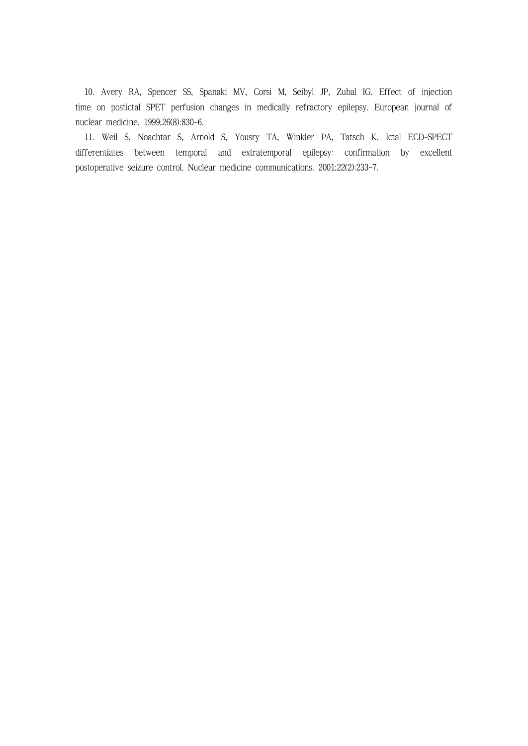10. Avery RA, Spencer SS, Spanaki MV, Corsi M, Seibyl JP, Zubal IG. Effect of injection time on postictal SPET perfusion changes in medically refractory epilepsy. European journal of nuclear medicine. 1999;26(8):830-6.

11. Weil S, Noachtar S, Arnold S, Yousry TA, Winkler PA, Tatsch K. Ictal ECD-SPECT differentiates between temporal and extratemporal epilepsy: confirmation by excellent postoperative seizure control. Nuclear medicine communications. 2001;22(2):233-7.